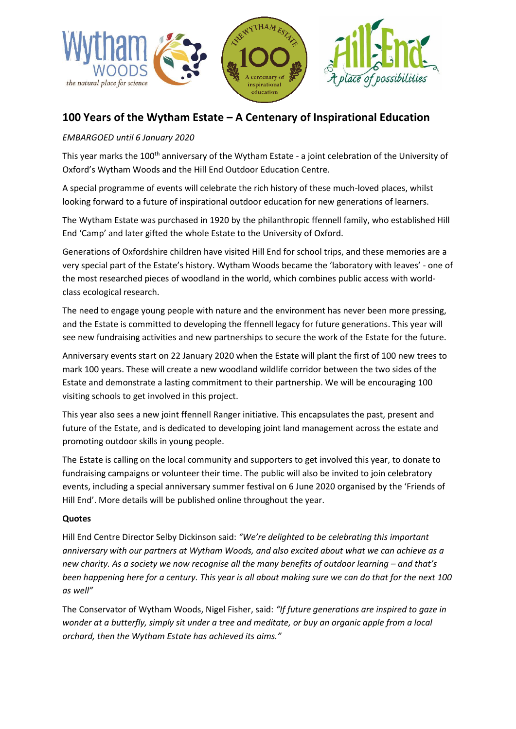## 100 Years of the Wytham Estate – A Centenary of Inspirational Education

*EMBARGOED until 6 January 2020*

This year marks the 100th anniversary of the Wytham Estate - a joint celebration of the University of Oxford's Wytham Woods and the Hill End Outdoor Education Centre.

A special programme of events will celebrate the rich history of these much-loved places, whilst looking forward to a future of inspirational outdoor education for new generations of learners.

The Wytham Estate was purchased in 1920 by the philanthropic ffennell family, who established Hill End 'Camp' and later gifted the whole Estate to the University of Oxford.

Generations of Oxfordshire children have visited Hill End for school trips, and these memories are a very special part of the Estate's history. Wytham Woods became the 'laboratory with leaves' - one of the most researched pieces of woodland in the world, which combines public access with world-class ecological research.

The need to engage young people with nature and the environment has never been more pressing, and the Estate is committed to developing the ffennell legacy for future generations. This year will see new fundraising activities and new partnerships to secure the work of the Estate for the future.

Anniversary events start on 22 January 2020 when the Estate will plant the first of 100 new trees to mark 100 years. These will create a new woodland wildlife corridor between the two sides of the Estate and demonstrate a lasting commitment to their partnership. We will be encouraging 100 visiting schools to get involved in this project.

This year also sees a new joint ffennell Ranger initiative. This encapsulates the past, present and future of the Estate, and is dedicated to developing joint land management across the estate and promoting outdoor skills in young people.

The Estate is calling on the local community and supporters to get involved this year, to donate to fundraising campaigns or volunteer their time. The public will also be invited to join celebratory events, including a special anniversary summer festival on 6 June 2020 organised by the 'Friends of Hill End'. More details will be published online throughout the year.

**Quotes**

Hill End Centre Director Selby Dickinson said: *"We're delighted to be celebrating this important anniversary with our partners at Wytham Woods, and also excited about what we can achieve as a new charity. As a society we now recognise all the many benefits of outdoor learning – and that's been happening here for a century. This year is all about making sure we can do that for the next 100 as well"*

The Conservator of Wytham Woods, Nigel Fisher, said: *"If future generations are inspired to gaze in wonder at a butterfly, simply sit under a tree and meditate, or buy an organic apple from a local orchard, then the Wytham Estate has achieved its aims."*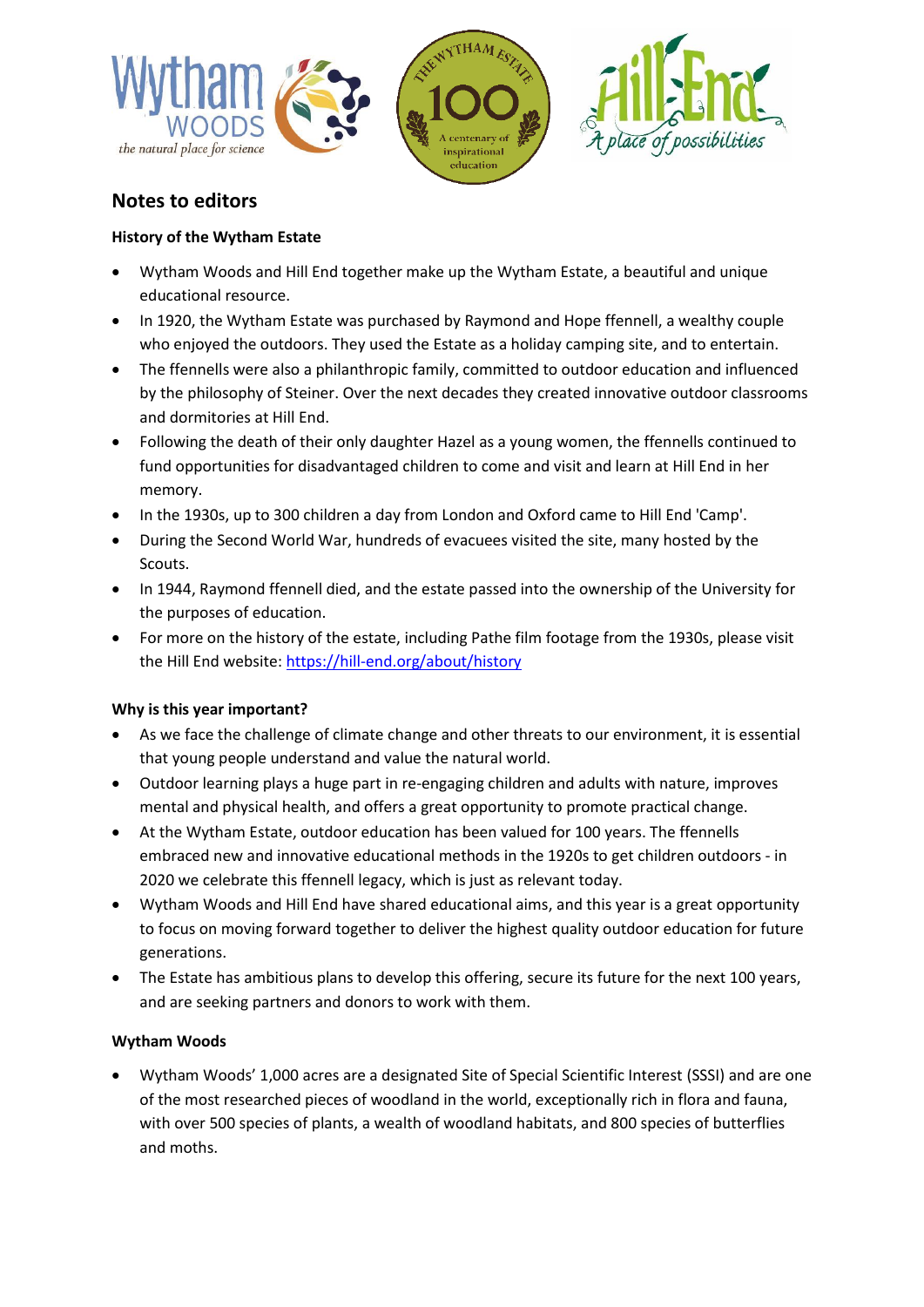## Notes to editors

**History of the Wytham Estate**

- Wytham Woods and Hill End together make up the Wytham Estate, a beautiful and unique educational resource.
- In 1920, the Wytham Estate was purchased by Raymond and Hope ffennell, a wealthy couple who enjoyed the outdoors. They used the Estate as a holiday camping site, and to entertain.
- The ffennells were also a philanthropic family, committed to outdoor education and influenced by the philosophy of Steiner. Over the next decades they created innovative outdoor classrooms and dormitories at Hill End.
- Following the death of their only daughter Hazel as a young women, the ffennells continued to fund opportunities for disadvantaged children to come and visit and learn at Hill End in her memory.
- In the 1930s, up to 300 children a day from London and Oxford came to Hill End 'Camp'.
- During the Second World War, hundreds of evacuees visited the site, many hosted by the Scouts.
- In 1944, Raymond ffennell died, and the estate passed into the ownership of the University for the purposes of education.
- For more on the history of the estate, including Pathe film footage from the 1930s, please visit the Hill End website: https://hill-end.org/about/history

**Why is this year important?**

- As we face the challenge of climate change and other threats to our environment, it is essential that young people understand and value the natural world.
- Outdoor learning plays a huge part in re-engaging children and adults with nature, improves mental and physical health, and offers a great opportunity to promote practical change.
- At the Wytham Estate, outdoor education has been valued for 100 years. The ffennells embraced new and innovative educational methods in the 1920s to get children outdoors - in 2020 we celebrate this ffennell legacy, which is just as relevant today.
- Wytham Woods and Hill End have shared educational aims, and this year is a great opportunity to focus on moving forward together to deliver the highest quality outdoor education for future generations.
- The Estate has ambitious plans to develop this offering, secure its future for the next 100 years, and are seeking partners and donors to work with them.

**Wytham Woods**

- Wytham Woods' 1,000 acres are a designated Site of Special Scientific Interest (SSSI) and are one of the most researched pieces of woodland in the world, exceptionally rich in flora and fauna, with over 500 species of plants, a wealth of woodland habitats, and 800 species of butterflies and moths.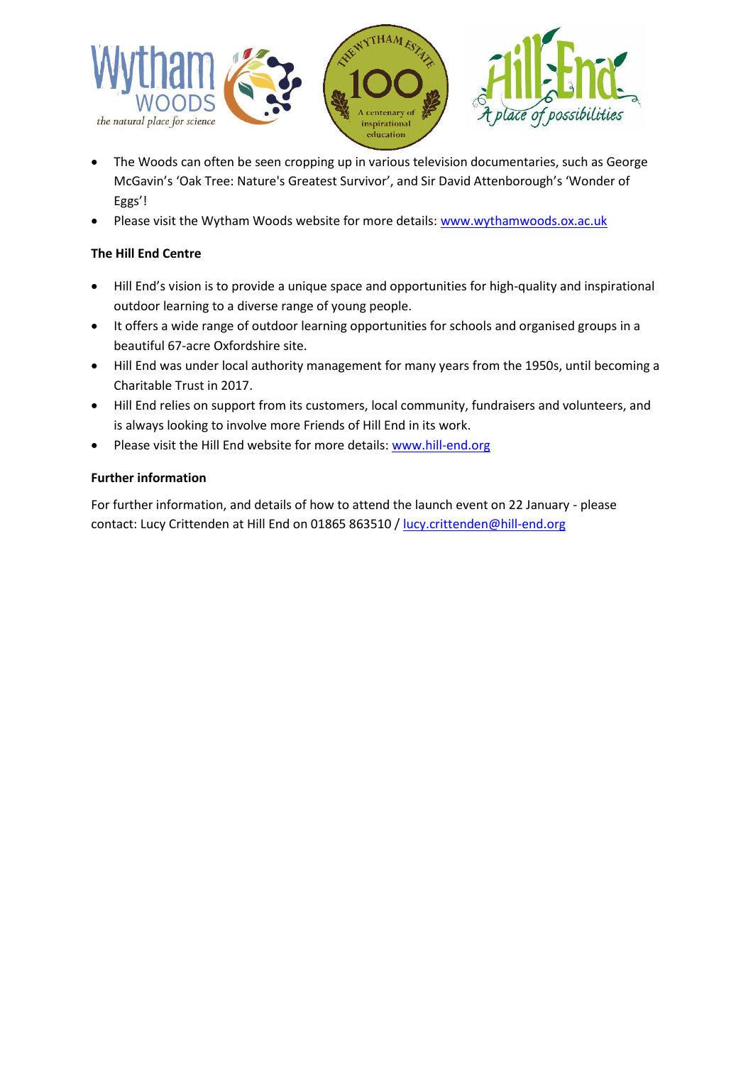- The Woods can often be seen cropping up in various television documentaries, such as George McGavin's 'Oak Tree: Nature's Greatest Survivor', and Sir David Attenborough's 'Wonder of Eggs'!
- Please visit the Wytham Woods website for more details: [www.wythamwoods.ox.ac.uk](http://www.wythamwoods.ox.ac.uk)

**The Hill End Centre**

- Hill End's vision is to provide a unique space and opportunities for high-quality and inspirational outdoor learning to a diverse range of young people.
- It offers a wide range of outdoor learning opportunities for schools and organised groups in a beautiful 67-acre Oxfordshire site.
- Hill End was under local authority management for many years from the 1950s, until becoming a Charitable Trust in 2017.
- Hill End relies on support from its customers, local community, fundraisers and volunteers, and is always looking to involve more Friends of Hill End in its work.
- Please visit the Hill End website for more details: [www.hill-end.org](http://www.hill-end.org)

**Further information**

For further information, and details of how to attend the launch event on 22 January - please contact: Lucy Crittenden at Hill End on 01865 863510 / [lucy.crittenden@hill-end.org](mailto:lucy.crittenden@hill-end.org)